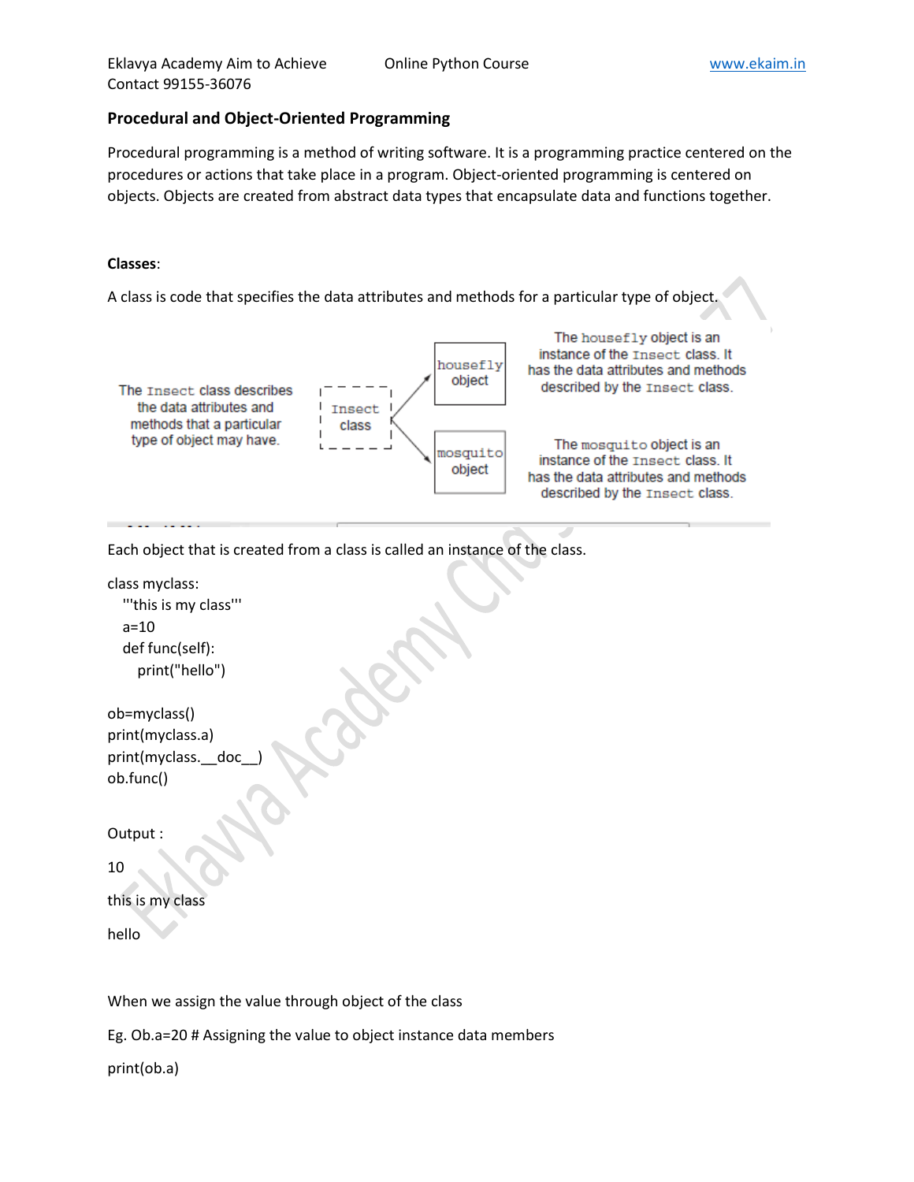## Procedural and Object-Oriented Programming

Procedural programming is a method of writing software. It is a programming practice centered on the procedures or actions that take place in a program. Object-oriented programming is centered on objects. Objects are created from abstract data types that encapsulate data and functions together.

**Classes**:

A class is code that specifies the data attributes and methods for a particular type of object.

The Insect class describes the data attributes and methods that a particular type of object may have.

Insect class

housefly object

mosquito object

The housefly object is an instance of the Insect class. It has the data attributes and methods described by the Insect class.

The mosquito object is an instance of the Insect class. It has the data attributes and methods described by the Insect class.

Each object that is created from a class is called an instance of the class.

```
class myclass:
    '''this is my class'''
    a=10
    def func(self):
        print("hello")

ob=myclass()
print(myclass.a)
print(myclass.__doc__)
ob.func()
```

Output :

```
10
this is my class
hello
```

When we assign the value through object of the class

Eg. Ob.a=20 # Assigning the value to object instance data members

print(ob.a)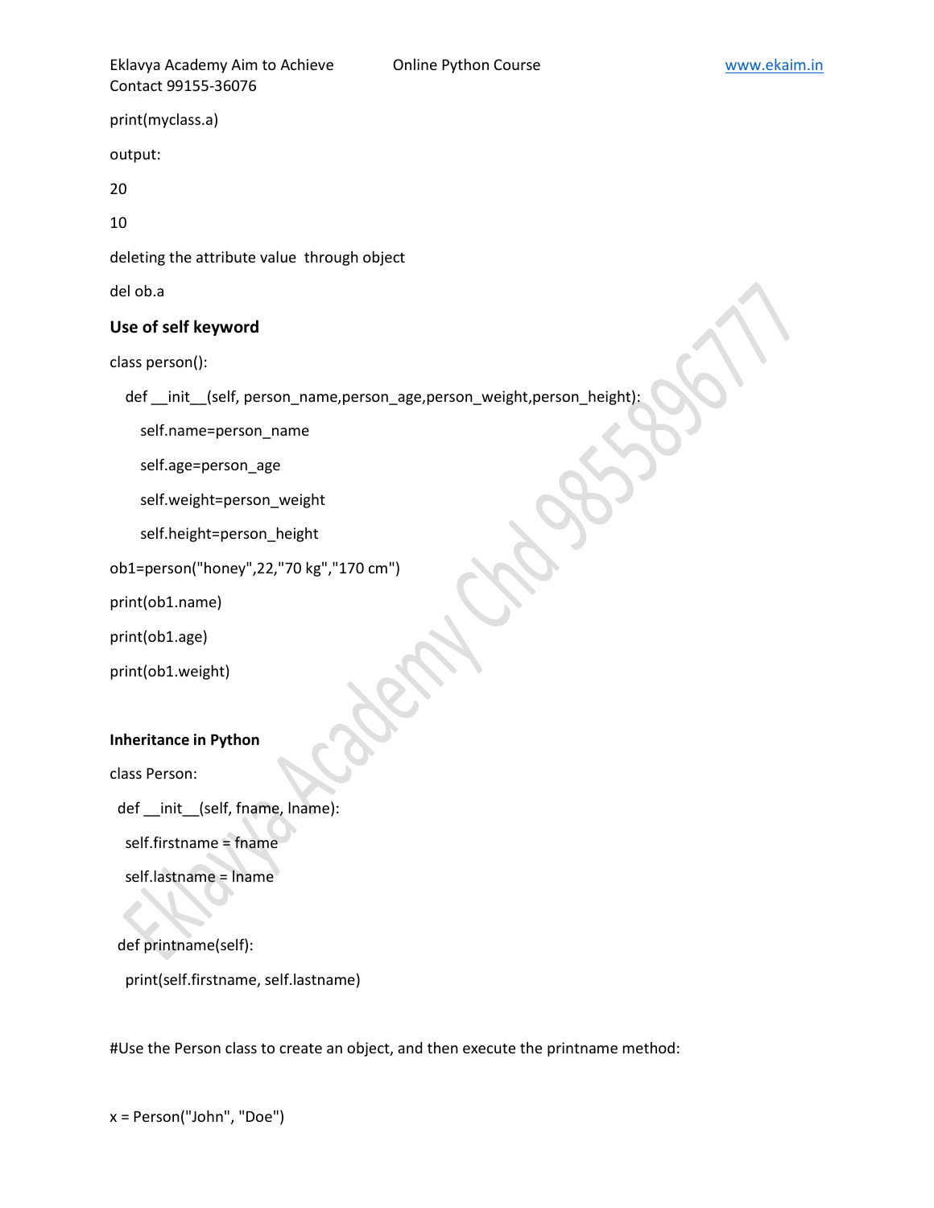print(myclass.a)

output:

20

10

deleting the attribute value through object

del ob.a

### Use of self keyword

```
class person():
    def __init__(self, person_name,person_age,person_weight,person_height):
        self.name=person_name
        self.age=person_age
        self.weight=person_weight
        self.height=person_height
ob1=person("honey",22,"70 kg","170 cm")
print(ob1.name)
print(ob1.age)
print(ob1.weight)
```

### Inheritance in Python

```
class Person:
  def __init__(self, fname, lname):
    self.firstname = fname
    self.lastname = lname

  def printname(self):
    print(self.firstname, self.lastname)

#Use the Person class to create an object, and then execute the printname method:

x = Person("John", "Doe")
```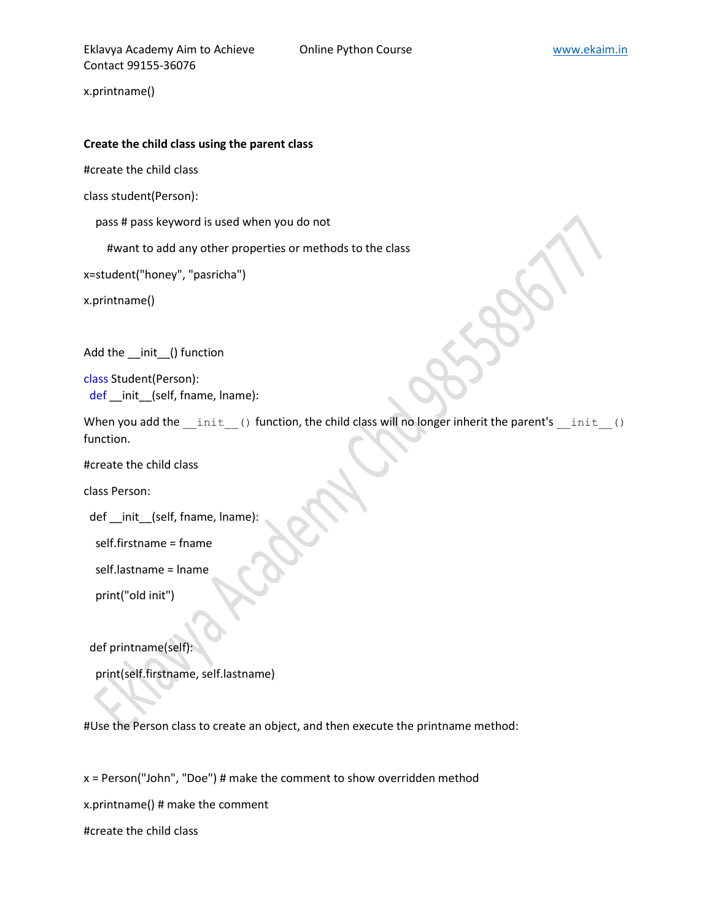x.printname()

**Create the child class using the parent class**

#create the child class

class student(Person):

  pass # pass keyword is used when you do not

    #want to add any other properties or methods to the class

x=student("honey", "pasricha")

x.printname()

Add the __init__() function

```
class Student(Person):
  def __init__(self, fname, lname):
```

When you add the `__init__()` function, the child class will no longer inherit the parent's `__init__()` function.

#create the child class

class Person:

  def __init__(self, fname, lname):

    self.firstname = fname

    self.lastname = lname

    print("old init")

  def printname(self):

    print(self.firstname, self.lastname)

#Use the Person class to create an object, and then execute the printname method:

x = Person("John", "Doe") # make the comment to show overridden method

x.printname() # make the comment

#create the child class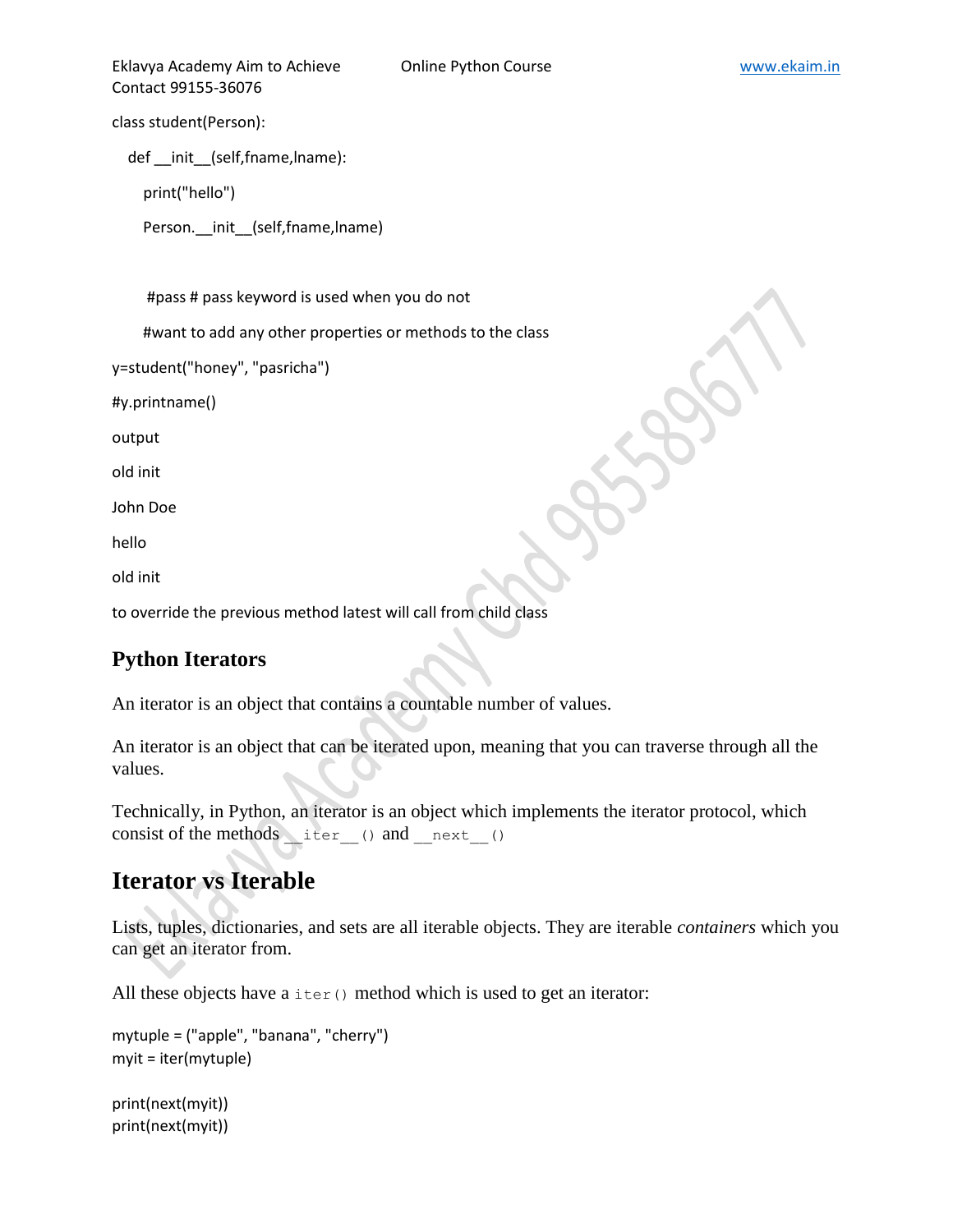```
class student(Person):

   def __init__(self,fname,lname):

      print("hello")

      Person.__init__(self,fname,lname)


      #pass # pass keyword is used when you do not

      #want to add any other properties or methods to the class

y=student("honey", "pasricha")

#y.printname()
```

output

old init

John Doe

hello

old init

to override the previous method latest will call from child class

## Python Iterators

An iterator is an object that contains a countable number of values.

An iterator is an object that can be iterated upon, meaning that you can traverse through all the values.

Technically, in Python, an iterator is an object which implements the iterator protocol, which consist of the methods `__iter__()` and `__next__()`

## Iterator vs Iterable

Lists, tuples, dictionaries, and sets are all iterable objects. They are iterable *containers* which you can get an iterator from.

All these objects have a `iter()` method which is used to get an iterator:

```
mytuple = ("apple", "banana", "cherry")
myit = iter(mytuple)

print(next(myit))
print(next(myit))
```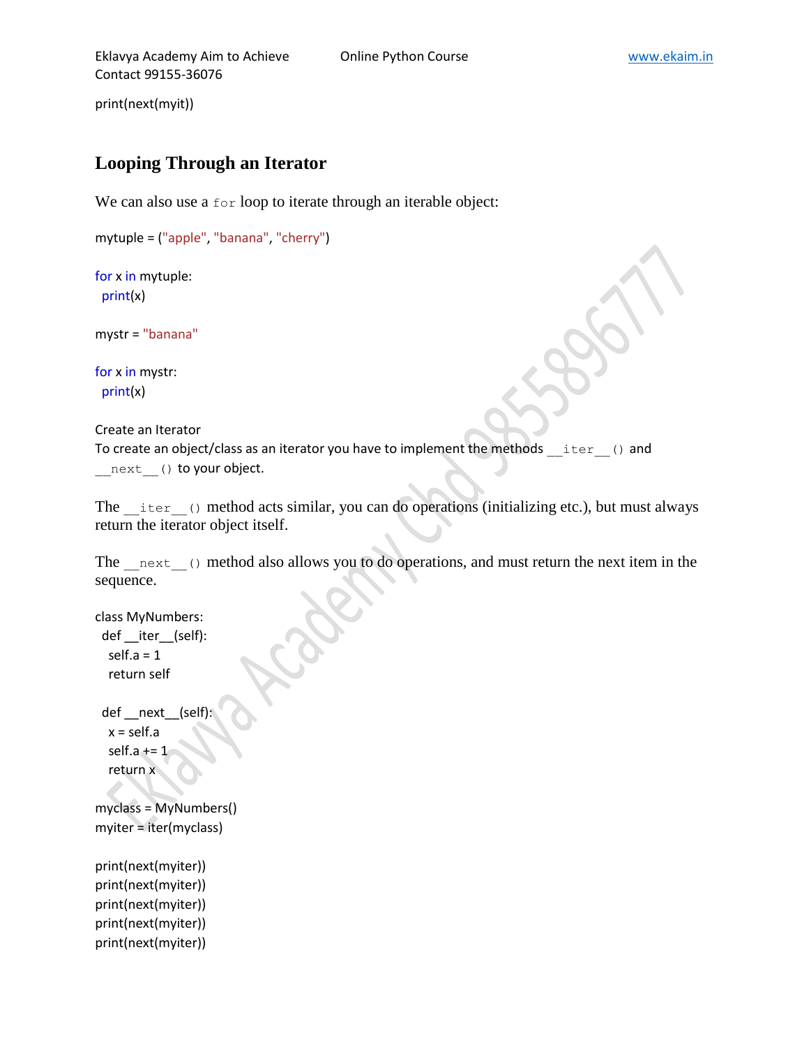```
print(next(myit))
```

## Looping Through an Iterator

We can also use a `for` loop to iterate through an iterable object:

```
mytuple = ("apple", "banana", "cherry")

for x in mytuple:
  print(x)

mystr = "banana"

for x in mystr:
  print(x)
```

Create an Iterator

To create an object/class as an iterator you have to implement the methods `__iter__()` and `__next__()` to your object.

The `__iter__()` method acts similar, you can do operations (initializing etc.), but must always return the iterator object itself.

The `__next__()` method also allows you to do operations, and must return the next item in the sequence.

```
class MyNumbers:
  def __iter__(self):
    self.a = 1
    return self

  def __next__(self):
    x = self.a
    self.a += 1
    return x

myclass = MyNumbers()
myiter = iter(myclass)

print(next(myiter))
print(next(myiter))
print(next(myiter))
print(next(myiter))
print(next(myiter))
```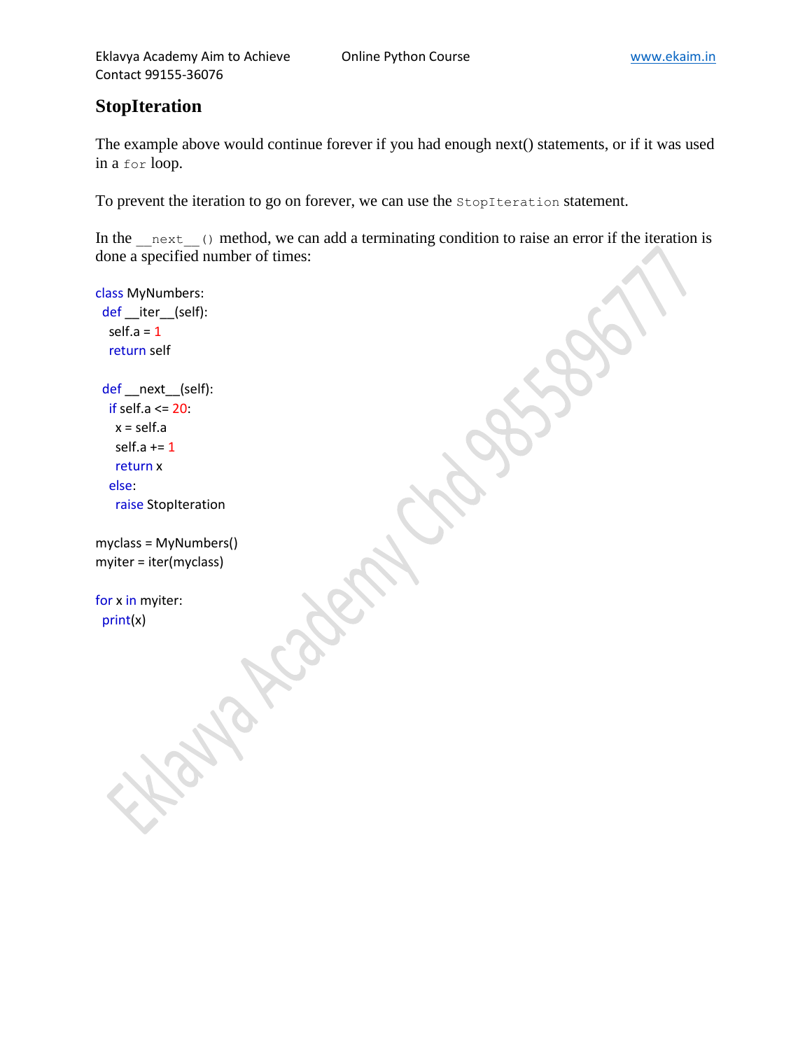## StopIteration

The example above would continue forever if you had enough next() statements, or if it was used in a `for` loop.

To prevent the iteration to go on forever, we can use the `StopIteration` statement.

In the `__next__()` method, we can add a terminating condition to raise an error if the iteration is done a specified number of times:

```
class MyNumbers:
 def __iter__(self):
  self.a = 1
  return self

 def __next__(self):
  if self.a <= 20:
   x = self.a
   self.a += 1
   return x
  else:
   raise StopIteration

myclass = MyNumbers()
myiter = iter(myclass)

for x in myiter:
 print(x)
```